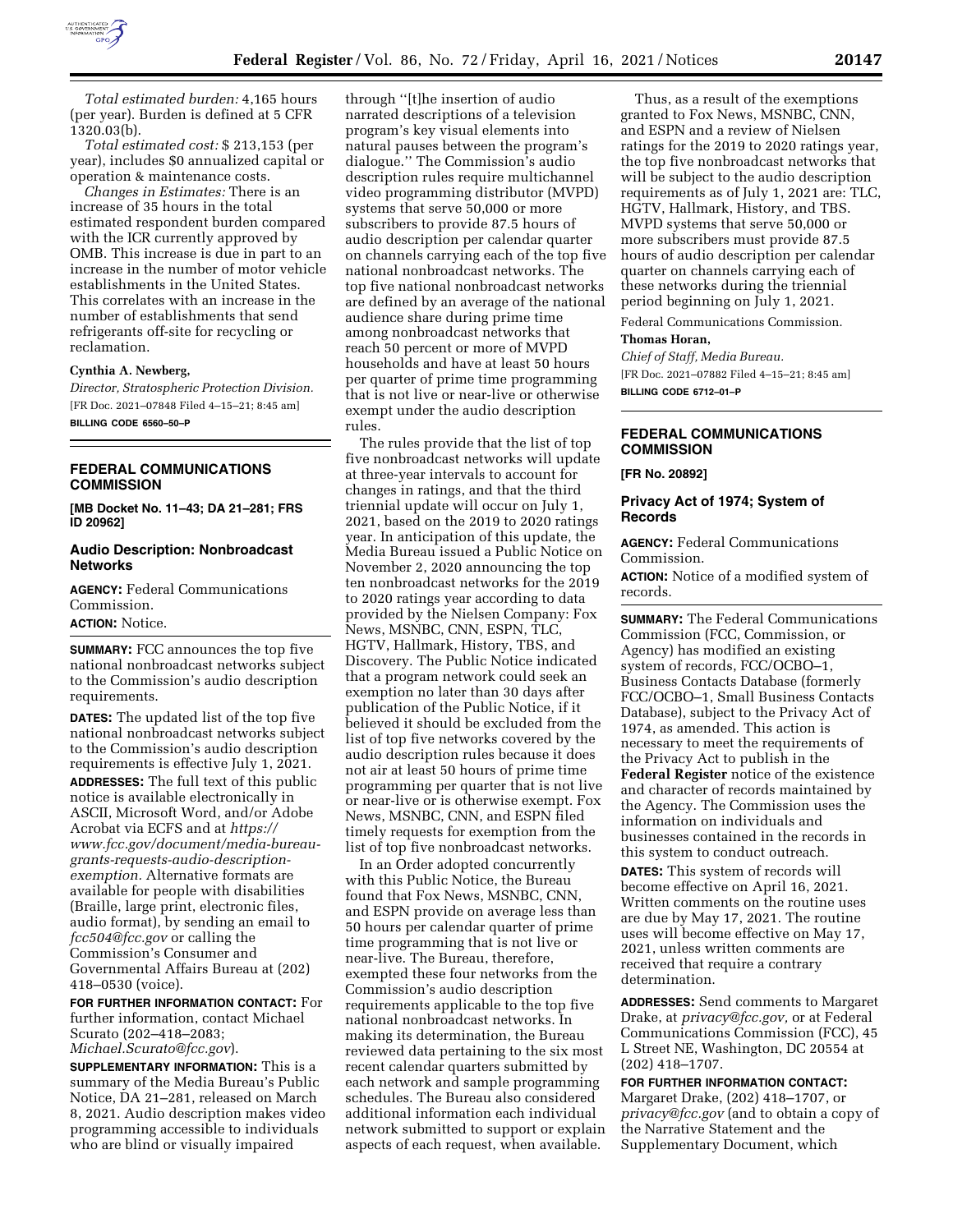*Total estimated burden:* 4,165 hours (per year). Burden is defined at 5 CFR 1320.03(b).

*Total estimated cost:* $ 213,153 (per year), includes $0 annualized capital or operation & maintenance costs.

*Changes in Estimates:* There is an increase of 35 hours in the total estimated respondent burden compared with the ICR currently approved by OMB. This increase is due in part to an increase in the number of motor vehicle establishments in the United States. This correlates with an increase in the number of establishments that send refrigerants off-site for recycling or reclamation.

**Cynthia A. Newberg,**

*Director, Stratospheric Protection Division.*

[FR Doc. 2021–07848 Filed 4–15–21; 8:45 am]

**BILLING CODE 6560–50–P**

## FEDERAL COMMUNICATIONS COMMISSION

**[MB Docket No. 11–43; DA 21–281; FRS ID 20962]**

## Audio Description: Nonbroadcast Networks

**AGENCY:** Federal Communications Commission.

**ACTION:** Notice.

**SUMMARY:** FCC announces the top five national nonbroadcast networks subject to the Commission's audio description requirements.

**DATES:** The updated list of the top five national nonbroadcast networks subject to the Commission's audio description requirements is effective July 1, 2021.

**ADDRESSES:** The full text of this public notice is available electronically in ASCII, Microsoft Word, and/or Adobe Acrobat via ECFS and at *https://www.fcc.gov/document/media-bureau-grants-requests-audio-description-exemption.* Alternative formats are available for people with disabilities (Braille, large print, electronic files, audio format), by sending an email to *fcc504@fcc.gov* or calling the Commission's Consumer and Governmental Affairs Bureau at (202) 418–0530 (voice).

**FOR FURTHER INFORMATION CONTACT:** For further information, contact Michael Scurato (202–418–2083; *Michael.Scurato@fcc.gov*).

**SUPPLEMENTARY INFORMATION:** This is a summary of the Media Bureau's Public Notice, DA 21–281, released on March 8, 2021. Audio description makes video programming accessible to individuals who are blind or visually impaired through ''[t]he insertion of audio narrated descriptions of a television program's key visual elements into natural pauses between the program's dialogue.'' The Commission's audio description rules require multichannel video programming distributor (MVPD) systems that serve 50,000 or more subscribers to provide 87.5 hours of audio description per calendar quarter on channels carrying each of the top five national nonbroadcast networks. The top five national nonbroadcast networks are defined by an average of the national audience share during prime time among nonbroadcast networks that reach 50 percent or more of MVPD households and have at least 50 hours per quarter of prime time programming that is not live or near-live or otherwise exempt under the audio description rules.

The rules provide that the list of top five nonbroadcast networks will update at three-year intervals to account for changes in ratings, and that the third triennial update will occur on July 1, 2021, based on the 2019 to 2020 ratings year. In anticipation of this update, the Media Bureau issued a Public Notice on November 2, 2020 announcing the top ten nonbroadcast networks for the 2019 to 2020 ratings year according to data provided by the Nielsen Company: Fox News, MSNBC, CNN, ESPN, TLC, HGTV, Hallmark, History, TBS, and Discovery. The Public Notice indicated that a program network could seek an exemption no later than 30 days after publication of the Public Notice, if it believed it should be excluded from the list of top five networks covered by the audio description rules because it does not air at least 50 hours of prime time programming per quarter that is not live or near-live or is otherwise exempt. Fox News, MSNBC, CNN, and ESPN filed timely requests for exemption from the list of top five nonbroadcast networks.

In an Order adopted concurrently with this Public Notice, the Bureau found that Fox News, MSNBC, CNN, and ESPN provide on average less than 50 hours per calendar quarter of prime time programming that is not live or near-live. The Bureau, therefore, exempted these four networks from the Commission's audio description requirements applicable to the top five national nonbroadcast networks. In making its determination, the Bureau reviewed data pertaining to the six most recent calendar quarters submitted by each network and sample programming schedules. The Bureau also considered additional information each individual network submitted to support or explain aspects of each request, when available.

Thus, as a result of the exemptions granted to Fox News, MSNBC, CNN, and ESPN and a review of Nielsen ratings for the 2019 to 2020 ratings year, the top five nonbroadcast networks that will be subject to the audio description requirements as of July 1, 2021 are: TLC, HGTV, Hallmark, History, and TBS. MVPD systems that serve 50,000 or more subscribers must provide 87.5 hours of audio description per calendar quarter on channels carrying each of these networks during the triennial period beginning on July 1, 2021.

Federal Communications Commission.

**Thomas Horan,**

*Chief of Staff, Media Bureau.*

[FR Doc. 2021–07882 Filed 4–15–21; 8:45 am]

**BILLING CODE 6712–01–P**

## FEDERAL COMMUNICATIONS COMMISSION

**[FR No. 20892]**

## Privacy Act of 1974; System of Records

**AGENCY:** Federal Communications Commission.

**ACTION:** Notice of a modified system of records.

**SUMMARY:** The Federal Communications Commission (FCC, Commission, or Agency) has modified an existing system of records, FCC/OCBO–1, Business Contacts Database (formerly FCC/OCBO–1, Small Business Contacts Database), subject to the Privacy Act of 1974, as amended. This action is necessary to meet the requirements of the Privacy Act to publish in the **Federal Register** notice of the existence and character of records maintained by the Agency. The Commission uses the information on individuals and businesses contained in the records in this system to conduct outreach.

**DATES:** This system of records will become effective on April 16, 2021. Written comments on the routine uses are due by May 17, 2021. The routine uses will become effective on May 17, 2021, unless written comments are received that require a contrary determination.

**ADDRESSES:** Send comments to Margaret Drake, at *privacy@fcc.gov,* or at Federal Communications Commission (FCC), 45 L Street NE, Washington, DC 20554 at (202) 418–1707.

**FOR FURTHER INFORMATION CONTACT:** Margaret Drake, (202) 418–1707, or *privacy@fcc.gov* (and to obtain a copy of the Narrative Statement and the Supplementary Document, which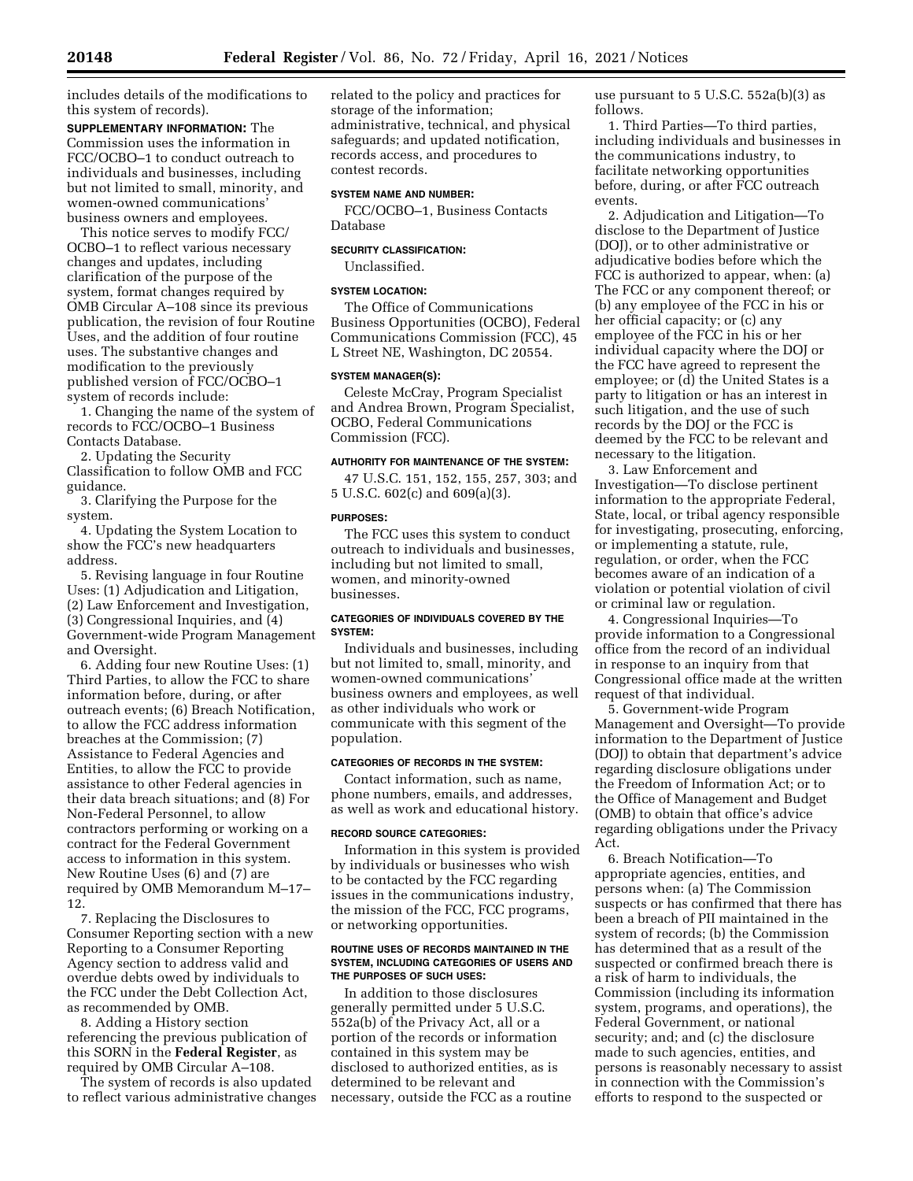includes details of the modifications to this system of records).

**SUPPLEMENTARY INFORMATION:** The Commission uses the information in FCC/OCBO–1 to conduct outreach to individuals and businesses, including but not limited to small, minority, and women-owned communications' business owners and employees.

This notice serves to modify FCC/OCBO–1 to reflect various necessary changes and updates, including clarification of the purpose of the system, format changes required by OMB Circular A–108 since its previous publication, the revision of four Routine Uses, and the addition of four routine uses. The substantive changes and modification to the previously published version of FCC/OCBO–1 system of records include:

1. Changing the name of the system of records to FCC/OCBO–1 Business Contacts Database.

2. Updating the Security Classification to follow OMB and FCC guidance.

3. Clarifying the Purpose for the system.

4. Updating the System Location to show the FCC's new headquarters address.

5. Revising language in four Routine Uses: (1) Adjudication and Litigation, (2) Law Enforcement and Investigation, (3) Congressional Inquiries, and (4) Government-wide Program Management and Oversight.

6. Adding four new Routine Uses: (1) Third Parties, to allow the FCC to share information before, during, or after outreach events; (6) Breach Notification, to allow the FCC address information breaches at the Commission; (7) Assistance to Federal Agencies and Entities, to allow the FCC to provide assistance to other Federal agencies in their data breach situations; and (8) For Non-Federal Personnel, to allow contractors performing or working on a contract for the Federal Government access to information in this system. New Routine Uses (6) and (7) are required by OMB Memorandum M–17–12.

7. Replacing the Disclosures to Consumer Reporting section with a new Reporting to a Consumer Reporting Agency section to address valid and overdue debts owed by individuals to the FCC under the Debt Collection Act, as recommended by OMB.

8. Adding a History section referencing the previous publication of this SORN in the **Federal Register**, as required by OMB Circular A–108.

The system of records is also updated to reflect various administrative changes related to the policy and practices for storage of the information; administrative, technical, and physical safeguards; and updated notification, records access, and procedures to contest records.

**SYSTEM NAME AND NUMBER:**

FCC/OCBO–1, Business Contacts Database

**SECURITY CLASSIFICATION:**

Unclassified.

**SYSTEM LOCATION:**

The Office of Communications Business Opportunities (OCBO), Federal Communications Commission (FCC), 45 L Street NE, Washington, DC 20554.

**SYSTEM MANAGER(S):**

Celeste McCray, Program Specialist and Andrea Brown, Program Specialist, OCBO, Federal Communications Commission (FCC).

**AUTHORITY FOR MAINTENANCE OF THE SYSTEM:**

47 U.S.C. 151, 152, 155, 257, 303; and 5 U.S.C. 602(c) and 609(a)(3).

**PURPOSES:**

The FCC uses this system to conduct outreach to individuals and businesses, including but not limited to small, women, and minority-owned businesses.

**CATEGORIES OF INDIVIDUALS COVERED BY THE SYSTEM:**

Individuals and businesses, including but not limited to, small, minority, and women-owned communications' business owners and employees, as well as other individuals who work or communicate with this segment of the population.

**CATEGORIES OF RECORDS IN THE SYSTEM:**

Contact information, such as name, phone numbers, emails, and addresses, as well as work and educational history.

**RECORD SOURCE CATEGORIES:**

Information in this system is provided by individuals or businesses who wish to be contacted by the FCC regarding issues in the communications industry, the mission of the FCC, FCC programs, or networking opportunities.

**ROUTINE USES OF RECORDS MAINTAINED IN THE SYSTEM, INCLUDING CATEGORIES OF USERS AND THE PURPOSES OF SUCH USES:**

In addition to those disclosures generally permitted under 5 U.S.C. 552a(b) of the Privacy Act, all or a portion of the records or information contained in this system may be disclosed to authorized entities, as is determined to be relevant and necessary, outside the FCC as a routine use pursuant to 5 U.S.C. 552a(b)(3) as follows.

1. Third Parties—To third parties, including individuals and businesses in the communications industry, to facilitate networking opportunities before, during, or after FCC outreach events.

2. Adjudication and Litigation—To disclose to the Department of Justice (DOJ), or to other administrative or adjudicative bodies before which the FCC is authorized to appear, when: (a) The FCC or any component thereof; or (b) any employee of the FCC in his or her official capacity; or (c) any employee of the FCC in his or her individual capacity where the DOJ or the FCC have agreed to represent the employee; or (d) the United States is a party to litigation or has an interest in such litigation, and the use of such records by the DOJ or the FCC is deemed by the FCC to be relevant and necessary to the litigation.

3. Law Enforcement and Investigation—To disclose pertinent information to the appropriate Federal, State, local, or tribal agency responsible for investigating, prosecuting, enforcing, or implementing a statute, rule, regulation, or order, when the FCC becomes aware of an indication of a violation or potential violation of civil or criminal law or regulation.

4. Congressional Inquiries—To provide information to a Congressional office from the record of an individual in response to an inquiry from that Congressional office made at the written request of that individual.

5. Government-wide Program Management and Oversight—To provide information to the Department of Justice (DOJ) to obtain that department's advice regarding disclosure obligations under the Freedom of Information Act; or to the Office of Management and Budget (OMB) to obtain that office's advice regarding obligations under the Privacy Act.

6. Breach Notification—To appropriate agencies, entities, and persons when: (a) The Commission suspects or has confirmed that there has been a breach of PII maintained in the system of records; (b) the Commission has determined that as a result of the suspected or confirmed breach there is a risk of harm to individuals, the Commission (including its information system, programs, and operations), the Federal Government, or national security; and; and (c) the disclosure made to such agencies, entities, and persons is reasonably necessary to assist in connection with the Commission's efforts to respond to the suspected or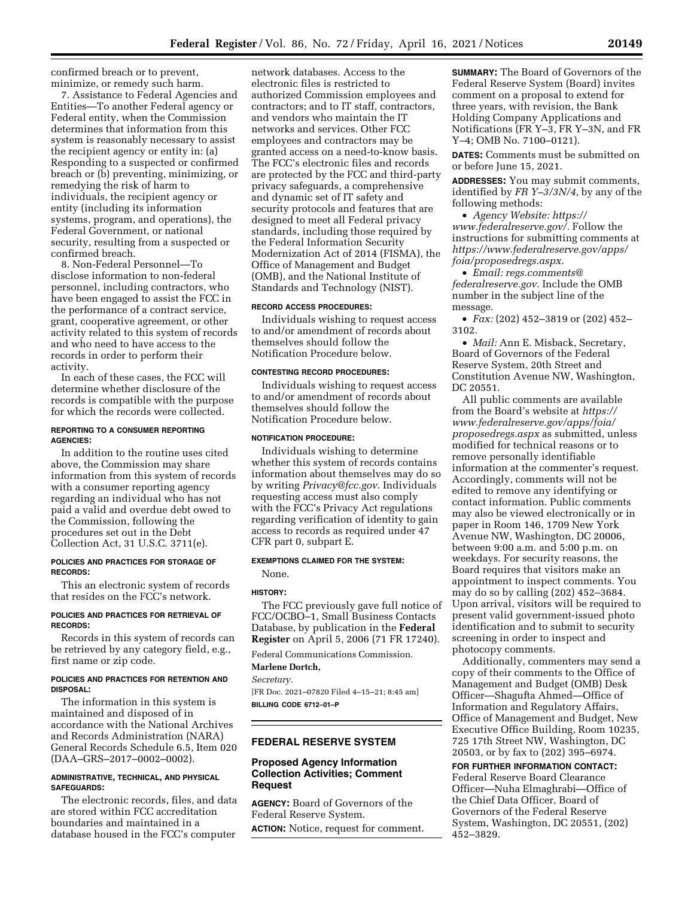confirmed breach or to prevent, minimize, or remedy such harm.

7. Assistance to Federal Agencies and Entities—To another Federal agency or Federal entity, when the Commission determines that information from this system is reasonably necessary to assist the recipient agency or entity in: (a) Responding to a suspected or confirmed breach or (b) preventing, minimizing, or remedying the risk of harm to individuals, the recipient agency or entity (including its information systems, program, and operations), the Federal Government, or national security, resulting from a suspected or confirmed breach.

8. Non-Federal Personnel—To disclose information to non-federal personnel, including contractors, who have been engaged to assist the FCC in the performance of a contract service, grant, cooperative agreement, or other activity related to this system of records and who need to have access to the records in order to perform their activity.

In each of these cases, the FCC will determine whether disclosure of the records is compatible with the purpose for which the records were collected.

#### REPORTING TO A CONSUMER REPORTING AGENCIES:

In addition to the routine uses cited above, the Commission may share information from this system of records with a consumer reporting agency regarding an individual who has not paid a valid and overdue debt owed to the Commission, following the procedures set out in the Debt Collection Act, 31 U.S.C. 3711(e).

#### POLICIES AND PRACTICES FOR STORAGE OF RECORDS:

This an electronic system of records that resides on the FCC's network.

#### POLICIES AND PRACTICES FOR RETRIEVAL OF RECORDS:

Records in this system of records can be retrieved by any category field, e.g., first name or zip code.

#### POLICIES AND PRACTICES FOR RETENTION AND DISPOSAL:

The information in this system is maintained and disposed of in accordance with the National Archives and Records Administration (NARA) General Records Schedule 6.5, Item 020 (DAA–GRS–2017–0002–0002).

#### ADMINISTRATIVE, TECHNICAL, AND PHYSICAL SAFEGUARDS:

The electronic records, files, and data are stored within FCC accreditation boundaries and maintained in a database housed in the FCC's computer network databases. Access to the electronic files is restricted to authorized Commission employees and contractors; and to IT staff, contractors, and vendors who maintain the IT networks and services. Other FCC employees and contractors may be granted access on a need-to-know basis. The FCC's electronic files and records are protected by the FCC and third-party privacy safeguards, a comprehensive and dynamic set of IT safety and security protocols and features that are designed to meet all Federal privacy standards, including those required by the Federal Information Security Modernization Act of 2014 (FISMA), the Office of Management and Budget (OMB), and the National Institute of Standards and Technology (NIST).

#### RECORD ACCESS PROCEDURES:

Individuals wishing to request access to and/or amendment of records about themselves should follow the Notification Procedure below.

#### CONTESTING RECORD PROCEDURES:

Individuals wishing to request access to and/or amendment of records about themselves should follow the Notification Procedure below.

#### NOTIFICATION PROCEDURE:

Individuals wishing to determine whether this system of records contains information about themselves may do so by writing *Privacy@fcc.gov*. Individuals requesting access must also comply with the FCC's Privacy Act regulations regarding verification of identity to gain access to records as required under 47 CFR part 0, subpart E.

#### EXEMPTIONS CLAIMED FOR THE SYSTEM:

None.

#### HISTORY:

The FCC previously gave full notice of FCC/OCBO–1, Small Business Contacts Database, by publication in the **Federal Register** on April 5, 2006 (71 FR 17240).

Federal Communications Commission.

**Marlene Dortch,**

*Secretary.*

[FR Doc. 2021–07820 Filed 4–15–21; 8:45 am]

**BILLING CODE 6712–01–P**

## FEDERAL RESERVE SYSTEM

### Proposed Agency Information Collection Activities; Comment Request

**AGENCY:** Board of Governors of the Federal Reserve System.

**ACTION:** Notice, request for comment.

**SUMMARY:** The Board of Governors of the Federal Reserve System (Board) invites comment on a proposal to extend for three years, with revision, the Bank Holding Company Applications and Notifications (FR Y–3, FR Y–3N, and FR Y–4; OMB No. 7100–0121).

**DATES:** Comments must be submitted on or before June 15, 2021.

**ADDRESSES:** You may submit comments, identified by *FR Y–3/3N/4,* by any of the following methods:

- *Agency Website: https://www.federalreserve.gov/.* Follow the instructions for submitting comments at *https://www.federalreserve.gov/apps/foia/proposedregs.aspx.*
- *Email: regs.comments@federalreserve.gov.* Include the OMB number in the subject line of the message.
- *Fax:* (202) 452–3819 or (202) 452–3102.
- *Mail:* Ann E. Misback, Secretary, Board of Governors of the Federal Reserve System, 20th Street and Constitution Avenue NW, Washington, DC 20551.

All public comments are available from the Board's website at *https://www.federalreserve.gov/apps/foia/proposedregs.aspx* as submitted, unless modified for technical reasons or to remove personally identifiable information at the commenter's request. Accordingly, comments will not be edited to remove any identifying or contact information. Public comments may also be viewed electronically or in paper in Room 146, 1709 New York Avenue NW, Washington, DC 20006, between 9:00 a.m. and 5:00 p.m. on weekdays. For security reasons, the Board requires that visitors make an appointment to inspect comments. You may do so by calling (202) 452–3684. Upon arrival, visitors will be required to present valid government-issued photo identification and to submit to security screening in order to inspect and photocopy comments.

Additionally, commenters may send a copy of their comments to the Office of Management and Budget (OMB) Desk Officer—Shagufta Ahmed—Office of Information and Regulatory Affairs, Office of Management and Budget, New Executive Office Building, Room 10235, 725 17th Street NW, Washington, DC 20503, or by fax to (202) 395–6974.

**FOR FURTHER INFORMATION CONTACT:** Federal Reserve Board Clearance Officer—Nuha Elmaghrabi—Office of the Chief Data Officer, Board of Governors of the Federal Reserve System, Washington, DC 20551, (202) 452–3829.